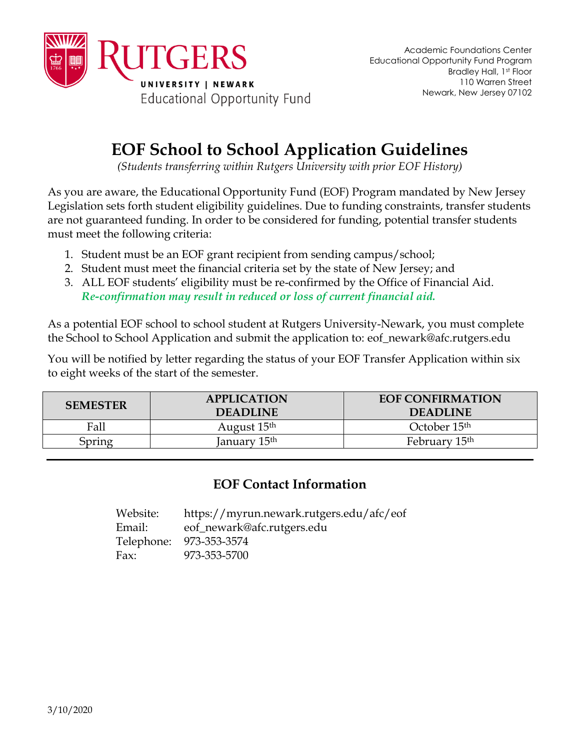Rutgers University | Newark
Educational Opportunity Fund

Academic Foundations Center
Educational Opportunity Fund Program
Bradley Hall, 1st Floor
110 Warren Street
Newark, New Jersey 07102

# EOF School to School Application Guidelines

*(Students transferring within Rutgers University with prior EOF History)*

As you are aware, the Educational Opportunity Fund (EOF) Program mandated by New Jersey Legislation sets forth student eligibility guidelines. Due to funding constraints, transfer students are not guaranteed funding. In order to be considered for funding, potential transfer students must meet the following criteria:

1. Student must be an EOF grant recipient from sending campus/school;
2. Student must meet the financial criteria set by the state of New Jersey; and
3. ALL EOF students' eligibility must be re-confirmed by the Office of Financial Aid. ***Re-confirmation may result in reduced or loss of current financial aid.***

As a potential EOF school to school student at Rutgers University-Newark, you must complete the School to School Application and submit the application to: eof_newark@afc.rutgers.edu

You will be notified by letter regarding the status of your EOF Transfer Application within six to eight weeks of the start of the semester.

| SEMESTER | APPLICATION DEADLINE | EOF CONFIRMATION DEADLINE |
|---|---|---|
| Fall | August 15th | October 15th |
| Spring | January 15th | February 15th |

---

## EOF Contact Information

Website: https://myrun.newark.rutgers.edu/afc/eof
Email: eof_newark@afc.rutgers.edu
Telephone: 973-353-3574
Fax: 973-353-5700

3/10/2020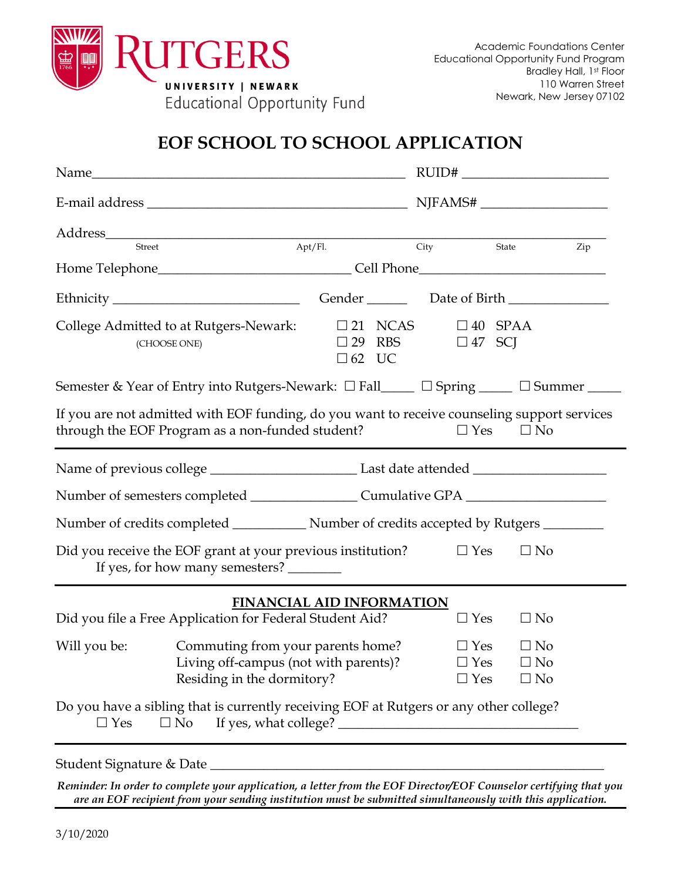RUTGERS
UNIVERSITY | NEWARK
Educational Opportunity Fund

Academic Foundations Center
Educational Opportunity Fund Program
Bradley Hall, 1st Floor
110 Warren Street
Newark, New Jersey 07102

# EOF SCHOOL TO SCHOOL APPLICATION

Name_______________________________________________ RUID# _____________________

E-mail address ________________________________________ NJFAMS# __________________

Address____________________________________________________________________________
Street Apt/Fl. City State Zip

Home Telephone____________________________ Cell Phone___________________________

Ethnicity ____________________________ Gender ______ Date of Birth ______________

College Admitted to at Rutgers-Newark: (CHOOSE ONE)
☐ 21 NCAS ☐ 40 SPAA
☐ 29 RBS ☐ 47 SCJ
☐ 62 UC

Semester & Year of Entry into Rutgers-Newark: ☐ Fall_____ ☐ Spring _____ ☐ Summer _____

If you are not admitted with EOF funding, do you want to receive counseling support services through the EOF Program as a non-funded student? ☐ Yes ☐ No

---

Name of previous college _____________________ Last date attended ___________________

Number of semesters completed _______________ Cumulative GPA ____________________

Number of credits completed __________ Number of credits accepted by Rutgers ________

Did you receive the EOF grant at your previous institution? ☐ Yes ☐ No
If yes, for how many semesters? ________

---

## FINANCIAL AID INFORMATION

Did you file a Free Application for Federal Student Aid? ☐ Yes ☐ No

Will you be:
- Commuting from your parents home? ☐ Yes ☐ No
- Living off-campus (not with parents)? ☐ Yes ☐ No
- Residing in the dormitory? ☐ Yes ☐ No

Do you have a sibling that is currently receiving EOF at Rutgers or any other college?
☐ Yes ☐ No If yes, what college? __________________________________

---

Student Signature & Date ___________________________________________________________

***Reminder: In order to complete your application, a letter from the EOF Director/EOF Counselor certifying that you are an EOF recipient from your sending institution must be submitted simultaneously with this application.***

3/10/2020